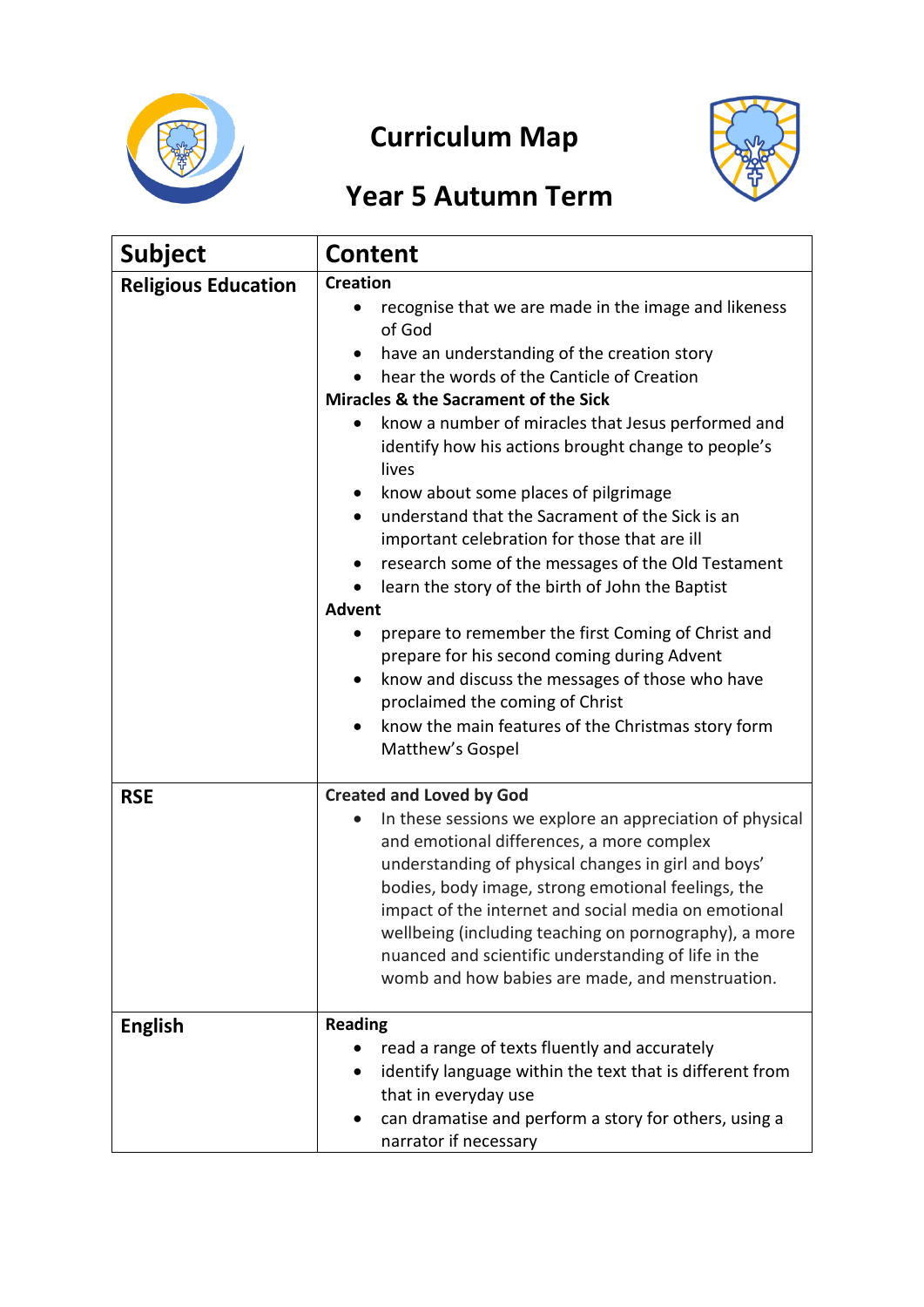# Curriculum Map

## Year 5 Autumn Term

| Subject | Content |
|---|---|
| **Religious Education** | **Creation**<br>• recognise that we are made in the image and likeness of God<br>• have an understanding of the creation story<br>• hear the words of the Canticle of Creation<br>**Miracles & the Sacrament of the Sick**<br>• know a number of miracles that Jesus performed and identify how his actions brought change to people's lives<br>• know about some places of pilgrimage<br>• understand that the Sacrament of the Sick is an important celebration for those that are ill<br>• research some of the messages of the Old Testament<br>• learn the story of the birth of John the Baptist<br>**Advent**<br>• prepare to remember the first Coming of Christ and prepare for his second coming during Advent<br>• know and discuss the messages of those who have proclaimed the coming of Christ<br>• know the main features of the Christmas story form Matthew's Gospel |
| **RSE** | **Created and Loved by God**<br>• In these sessions we explore an appreciation of physical and emotional differences, a more complex understanding of physical changes in girl and boys' bodies, body image, strong emotional feelings, the impact of the internet and social media on emotional wellbeing (including teaching on pornography), a more nuanced and scientific understanding of life in the womb and how babies are made, and menstruation. |
| **English** | **Reading**<br>• read a range of texts fluently and accurately<br>• identify language within the text that is different from that in everyday use<br>• can dramatise and perform a story for others, using a narrator if necessary |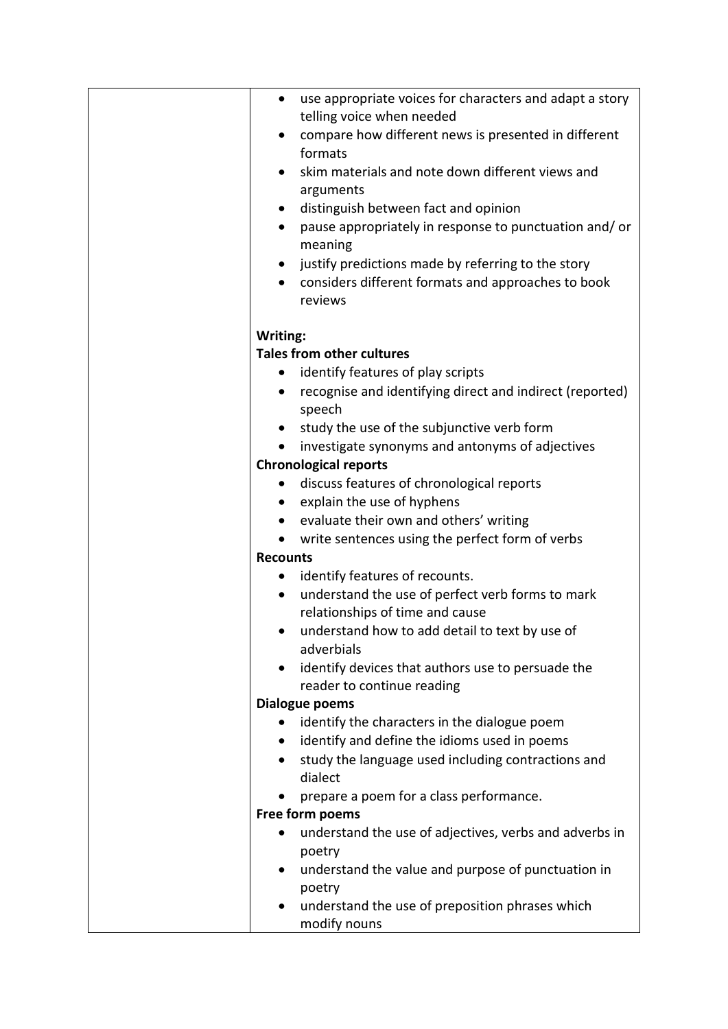| | |
|---|---|
| | • use appropriate voices for characters and adapt a story telling voice when needed<br>• compare how different news is presented in different formats<br>• skim materials and note down different views and arguments<br>• distinguish between fact and opinion<br>• pause appropriately in response to punctuation and/ or meaning<br>• justify predictions made by referring to the story<br>• considers different formats and approaches to book reviews<br><br>**Writing:**<br>**Tales from other cultures**<br>• identify features of play scripts<br>• recognise and identifying direct and indirect (reported) speech<br>• study the use of the subjunctive verb form<br>• investigate synonyms and antonyms of adjectives<br>**Chronological reports**<br>• discuss features of chronological reports<br>• explain the use of hyphens<br>• evaluate their own and others' writing<br>• write sentences using the perfect form of verbs<br>**Recounts**<br>• identify features of recounts.<br>• understand the use of perfect verb forms to mark relationships of time and cause<br>• understand how to add detail to text by use of adverbials<br>• identify devices that authors use to persuade the reader to continue reading<br>**Dialogue poems**<br>• identify the characters in the dialogue poem<br>• identify and define the idioms used in poems<br>• study the language used including contractions and dialect<br>• prepare a poem for a class performance.<br>**Free form poems**<br>• understand the use of adjectives, verbs and adverbs in poetry<br>• understand the value and purpose of punctuation in poetry<br>• understand the use of preposition phrases which modify nouns |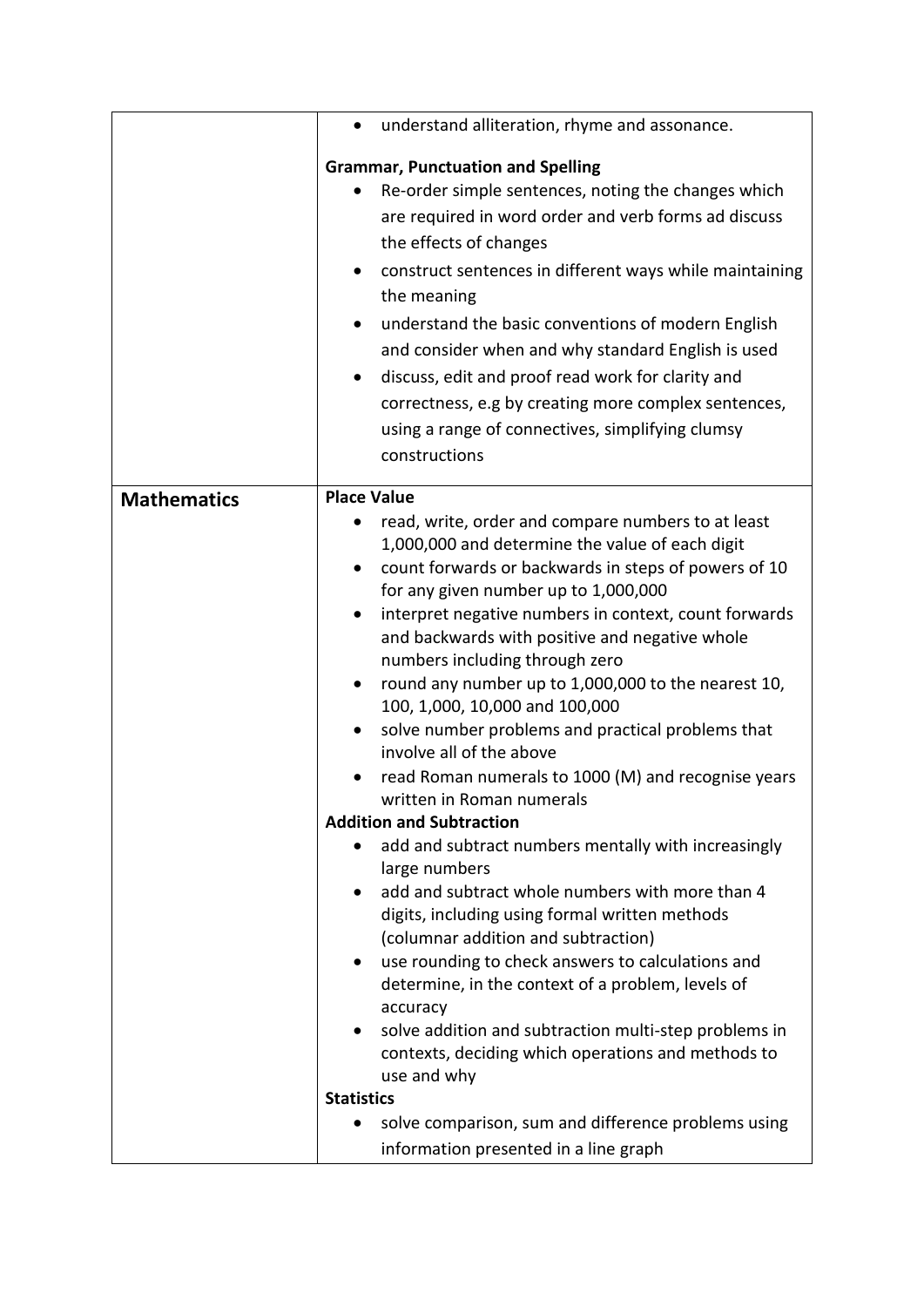| | |
|---|---|
| | <ul><li>understand alliteration, rhyme and assonance.</li></ul>**Grammar, Punctuation and Spelling**<ul><li>Re-order simple sentences, noting the changes which are required in word order and verb forms ad discuss the effects of changes</li><li>construct sentences in different ways while maintaining the meaning</li><li>understand the basic conventions of modern English and consider when and why standard English is used</li><li>discuss, edit and proof read work for clarity and correctness, e.g by creating more complex sentences, using a range of connectives, simplifying clumsy constructions</li></ul> |
| **Mathematics** | **Place Value**<ul><li>read, write, order and compare numbers to at least 1,000,000 and determine the value of each digit</li><li>count forwards or backwards in steps of powers of 10 for any given number up to 1,000,000</li><li>interpret negative numbers in context, count forwards and backwards with positive and negative whole numbers including through zero</li><li>round any number up to 1,000,000 to the nearest 10, 100, 1,000, 10,000 and 100,000</li><li>solve number problems and practical problems that involve all of the above</li><li>read Roman numerals to 1000 (M) and recognise years written in Roman numerals</li></ul>**Addition and Subtraction**<ul><li>add and subtract numbers mentally with increasingly large numbers</li><li>add and subtract whole numbers with more than 4 digits, including using formal written methods (columnar addition and subtraction)</li><li>use rounding to check answers to calculations and determine, in the context of a problem, levels of accuracy</li><li>solve addition and subtraction multi-step problems in contexts, deciding which operations and methods to use and why</li></ul>**Statistics**<ul><li>solve comparison, sum and difference problems using information presented in a line graph</li></ul> |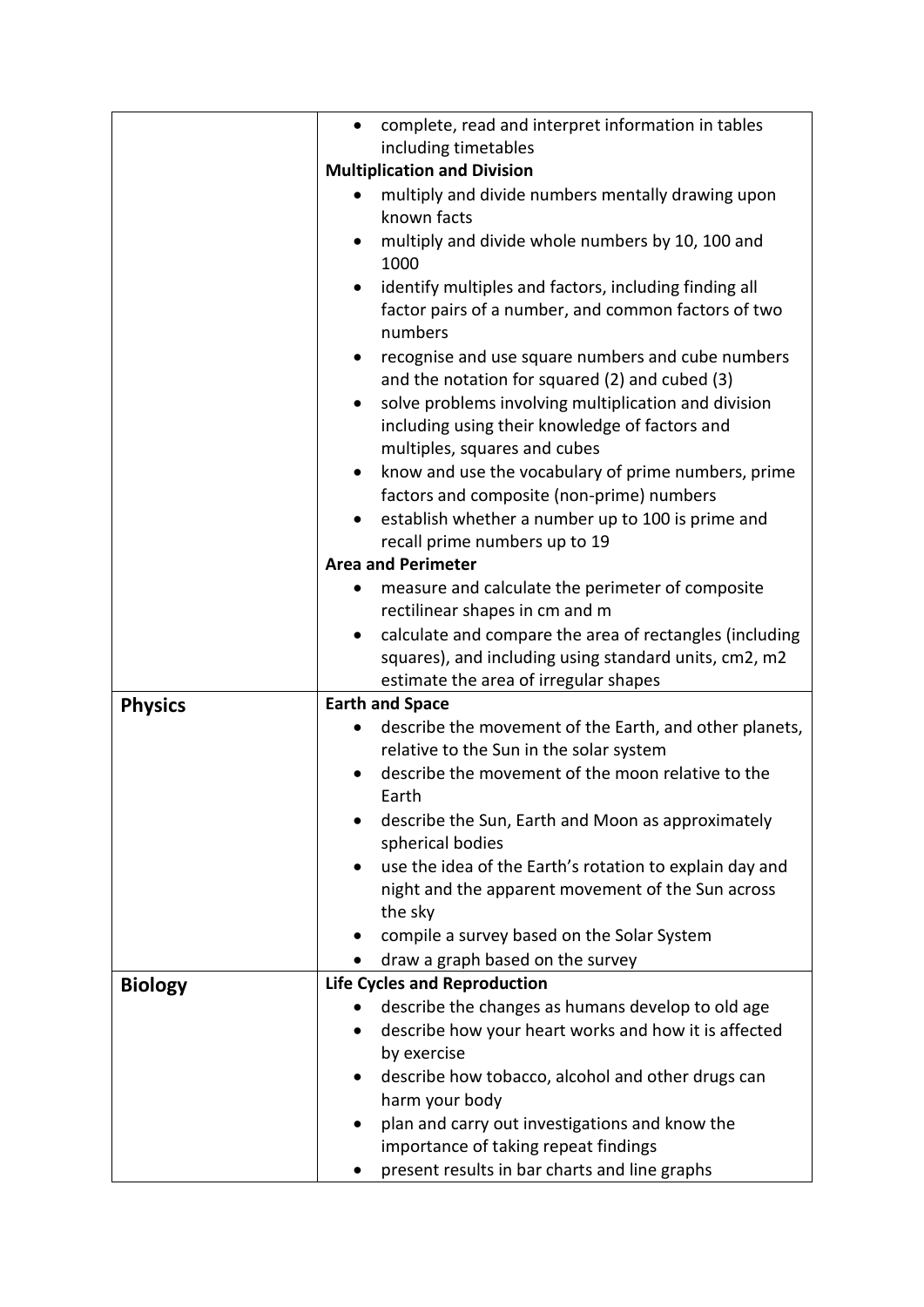| | |
|---|---|
| | <ul><li>complete, read and interpret information in tables including timetables</li></ul>**Multiplication and Division**<ul><li>multiply and divide numbers mentally drawing upon known facts</li><li>multiply and divide whole numbers by 10, 100 and 1000</li><li>identify multiples and factors, including finding all factor pairs of a number, and common factors of two numbers</li><li>recognise and use square numbers and cube numbers and the notation for squared (2) and cubed (3)</li><li>solve problems involving multiplication and division including using their knowledge of factors and multiples, squares and cubes</li><li>know and use the vocabulary of prime numbers, prime factors and composite (non-prime) numbers</li><li>establish whether a number up to 100 is prime and recall prime numbers up to 19</li></ul>**Area and Perimeter**<ul><li>measure and calculate the perimeter of composite rectilinear shapes in cm and m</li><li>calculate and compare the area of rectangles (including squares), and including using standard units, cm2, m2 estimate the area of irregular shapes</li></ul> |
| **Physics** | **Earth and Space**<ul><li>describe the movement of the Earth, and other planets, relative to the Sun in the solar system</li><li>describe the movement of the moon relative to the Earth</li><li>describe the Sun, Earth and Moon as approximately spherical bodies</li><li>use the idea of the Earth's rotation to explain day and night and the apparent movement of the Sun across the sky</li><li>compile a survey based on the Solar System</li><li>draw a graph based on the survey</li></ul> |
| **Biology** | **Life Cycles and Reproduction**<ul><li>describe the changes as humans develop to old age</li><li>describe how your heart works and how it is affected by exercise</li><li>describe how tobacco, alcohol and other drugs can harm your body</li><li>plan and carry out investigations and know the importance of taking repeat findings</li><li>present results in bar charts and line graphs</li></ul> |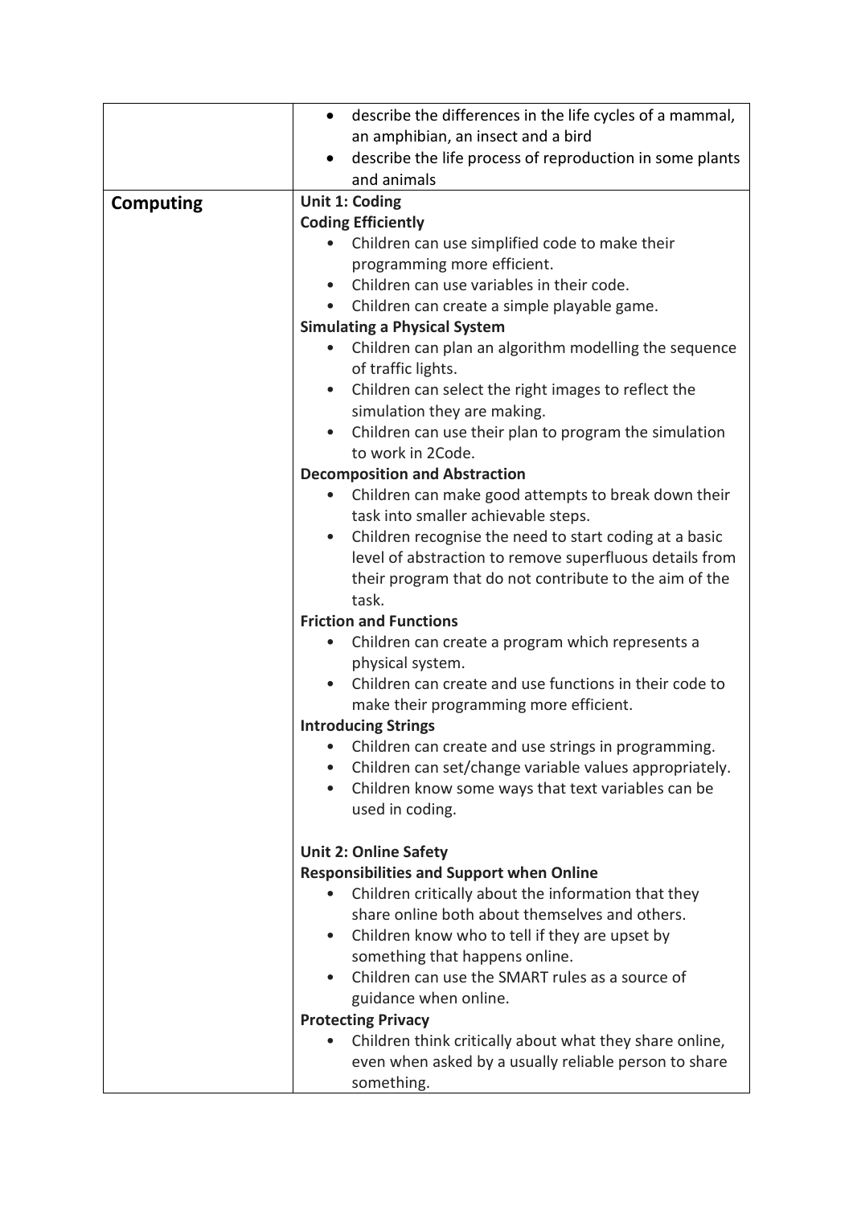| | |
|---|---|
| | • describe the differences in the life cycles of a mammal, an amphibian, an insect and a bird<br>• describe the life process of reproduction in some plants and animals |
| **Computing** | **Unit 1: Coding**<br>**Coding Efficiently**<br>• Children can use simplified code to make their programming more efficient.<br>• Children can use variables in their code.<br>• Children can create a simple playable game.<br>**Simulating a Physical System**<br>• Children can plan an algorithm modelling the sequence of traffic lights.<br>• Children can select the right images to reflect the simulation they are making.<br>• Children can use their plan to program the simulation to work in 2Code.<br>**Decomposition and Abstraction**<br>• Children can make good attempts to break down their task into smaller achievable steps.<br>• Children recognise the need to start coding at a basic level of abstraction to remove superfluous details from their program that do not contribute to the aim of the task.<br>**Friction and Functions**<br>• Children can create a program which represents a physical system.<br>• Children can create and use functions in their code to make their programming more efficient.<br>**Introducing Strings**<br>• Children can create and use strings in programming.<br>• Children can set/change variable values appropriately.<br>• Children know some ways that text variables can be used in coding.<br><br>**Unit 2: Online Safety**<br>**Responsibilities and Support when Online**<br>• Children critically about the information that they share online both about themselves and others.<br>• Children know who to tell if they are upset by something that happens online.<br>• Children can use the SMART rules as a source of guidance when online.<br>**Protecting Privacy**<br>• Children think critically about what they share online, even when asked by a usually reliable person to share something. |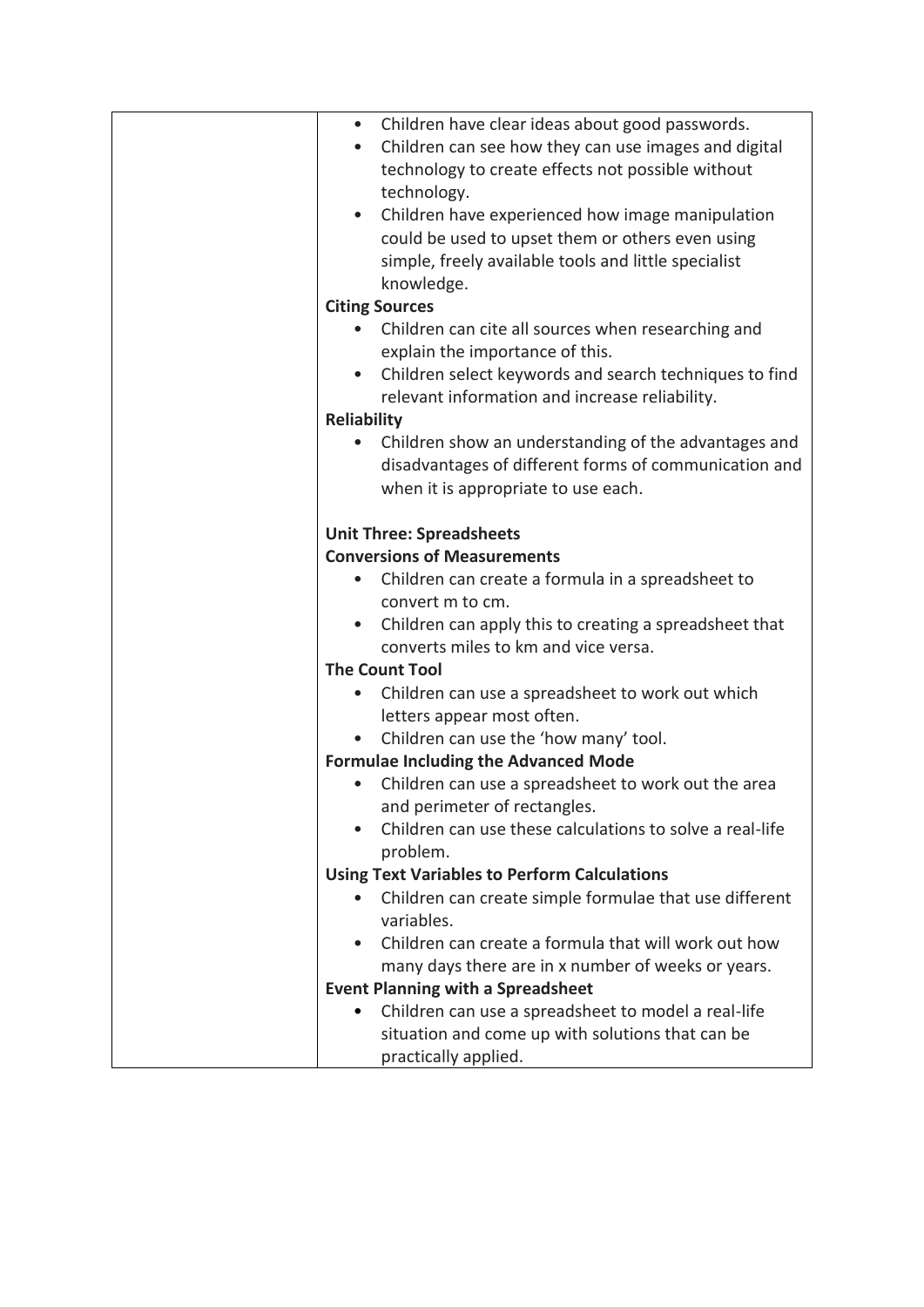| | |
|---|---|
| | • Children have clear ideas about good passwords.<br>• Children can see how they can use images and digital technology to create effects not possible without technology.<br>• Children have experienced how image manipulation could be used to upset them or others even using simple, freely available tools and little specialist knowledge.<br>**Citing Sources**<br>• Children can cite all sources when researching and explain the importance of this.<br>• Children select keywords and search techniques to find relevant information and increase reliability.<br>**Reliability**<br>• Children show an understanding of the advantages and disadvantages of different forms of communication and when it is appropriate to use each.<br><br>**Unit Three: Spreadsheets**<br>**Conversions of Measurements**<br>• Children can create a formula in a spreadsheet to convert m to cm.<br>• Children can apply this to creating a spreadsheet that converts miles to km and vice versa.<br>**The Count Tool**<br>• Children can use a spreadsheet to work out which letters appear most often.<br>• Children can use the 'how many' tool.<br>**Formulae Including the Advanced Mode**<br>• Children can use a spreadsheet to work out the area and perimeter of rectangles.<br>• Children can use these calculations to solve a real-life problem.<br>**Using Text Variables to Perform Calculations**<br>• Children can create simple formulae that use different variables.<br>• Children can create a formula that will work out how many days there are in x number of weeks or years.<br>**Event Planning with a Spreadsheet**<br>• Children can use a spreadsheet to model a real-life situation and come up with solutions that can be practically applied. |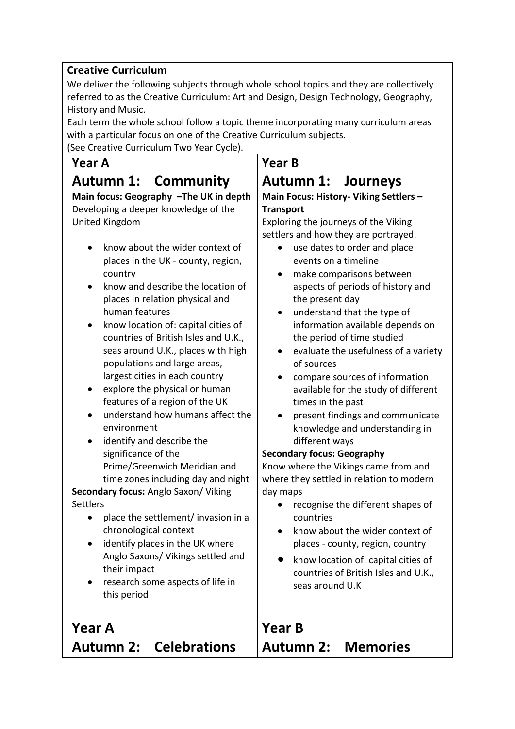**Creative Curriculum**

We deliver the following subjects through whole school topics and they are collectively referred to as the Creative Curriculum: Art and Design, Design Technology, Geography, History and Music.

Each term the whole school follow a topic theme incorporating many curriculum areas with a particular focus on one of the Creative Curriculum subjects.

(See Creative Curriculum Two Year Cycle).

| Year A | Year B |
|---|---|
| **Autumn 1: Community**<br>**Main focus: Geography –The UK in depth**<br>Developing a deeper knowledge of the United Kingdom<br>• know about the wider context of places in the UK - county, region, country<br>• know and describe the location of places in relation physical and human features<br>• know location of: capital cities of countries of British Isles and U.K., seas around U.K., places with high populations and large areas, largest cities in each country<br>• explore the physical or human features of a region of the UK<br>• understand how humans affect the environment<br>• identify and describe the significance of the Prime/Greenwich Meridian and time zones including day and night<br>**Secondary focus:** Anglo Saxon/ Viking Settlers<br>• place the settlement/ invasion in a chronological context<br>• identify places in the UK where Anglo Saxons/ Vikings settled and their impact<br>• research some aspects of life in this period | **Autumn 1: Journeys**<br>**Main Focus: History- Viking Settlers – Transport**<br>Exploring the journeys of the Viking settlers and how they are portrayed.<br>• use dates to order and place events on a timeline<br>• make comparisons between aspects of periods of history and the present day<br>• understand that the type of information available depends on the period of time studied<br>• evaluate the usefulness of a variety of sources<br>• compare sources of information available for the study of different times in the past<br>• present findings and communicate knowledge and understanding in different ways<br>**Secondary focus: Geography**<br>Know where the Vikings came from and where they settled in relation to modern day maps<br>• recognise the different shapes of countries<br>• know about the wider context of places - county, region, country<br>• know location of: capital cities of countries of British Isles and U.K., seas around U.K |
| **Year A**<br>**Autumn 2: Celebrations** | **Year B**<br>**Autumn 2: Memories** |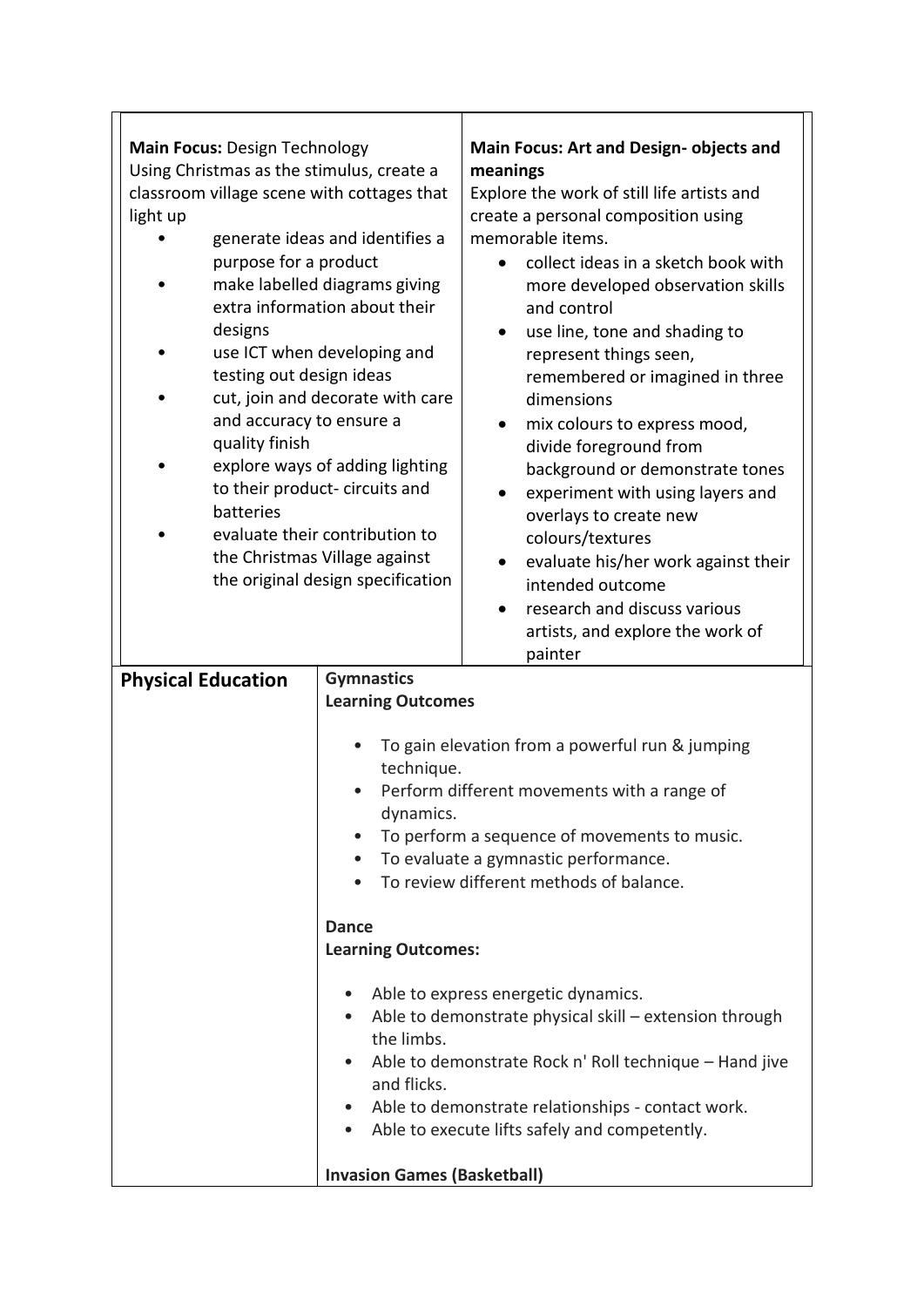| **Main Focus:** Design Technology<br>Using Christmas as the stimulus, create a classroom village scene with cottages that light up<br>• generate ideas and identifies a purpose for a product<br>• make labelled diagrams giving extra information about their designs<br>• use ICT when developing and testing out design ideas<br>• cut, join and decorate with care and accuracy to ensure a quality finish<br>• explore ways of adding lighting to their product- circuits and batteries<br>• evaluate their contribution to the Christmas Village against the original design specification | **Main Focus: Art and Design- objects and meanings**<br>Explore the work of still life artists and create a personal composition using memorable items.<br>• collect ideas in a sketch book with more developed observation skills and control<br>• use line, tone and shading to represent things seen, remembered or imagined in three dimensions<br>• mix colours to express mood, divide foreground from background or demonstrate tones<br>• experiment with using layers and overlays to create new colours/textures<br>• evaluate his/her work against their intended outcome<br>• research and discuss various artists, and explore the work of painter |
|---|---|

| **Physical Education** | **Gymnastics**<br>**Learning Outcomes**<br>• To gain elevation from a powerful run & jumping technique.<br>• Perform different movements with a range of dynamics.<br>• To perform a sequence of movements to music.<br>• To evaluate a gymnastic performance.<br>• To review different methods of balance.<br><br>**Dance**<br>**Learning Outcomes:**<br>• Able to express energetic dynamics.<br>• Able to demonstrate physical skill – extension through the limbs.<br>• Able to demonstrate Rock n' Roll technique – Hand jive and flicks.<br>• Able to demonstrate relationships - contact work.<br>• Able to execute lifts safely and competently.<br><br>**Invasion Games (Basketball)** |
|---|---|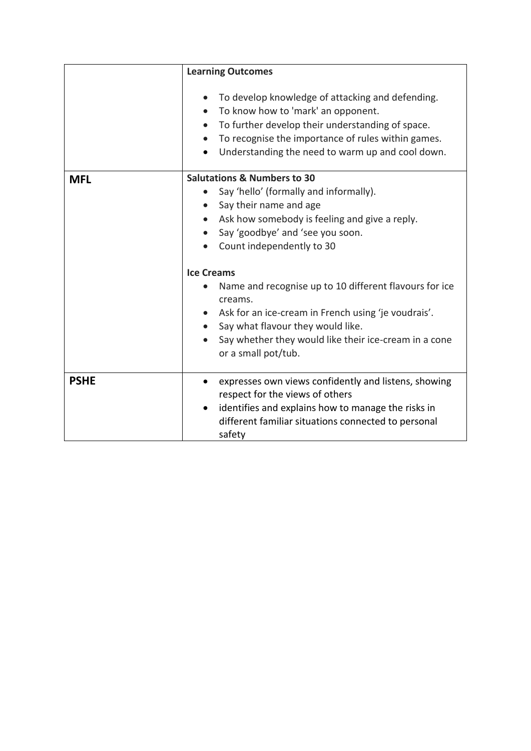| | |
|---|---|
| | **Learning Outcomes**<br><br>• To develop knowledge of attacking and defending.<br>• To know how to 'mark' an opponent.<br>• To further develop their understanding of space.<br>• To recognise the importance of rules within games.<br>• Understanding the need to warm up and cool down. |
| **MFL** | **Salutations & Numbers to 30**<br>• Say 'hello' (formally and informally).<br>• Say their name and age<br>• Ask how somebody is feeling and give a reply.<br>• Say 'goodbye' and 'see you soon.<br>• Count independently to 30<br><br>**Ice Creams**<br>• Name and recognise up to 10 different flavours for ice creams.<br>• Ask for an ice-cream in French using 'je voudrais'.<br>• Say what flavour they would like.<br>• Say whether they would like their ice-cream in a cone or a small pot/tub. |
| **PSHE** | • expresses own views confidently and listens, showing respect for the views of others<br>• identifies and explains how to manage the risks in different familiar situations connected to personal safety |